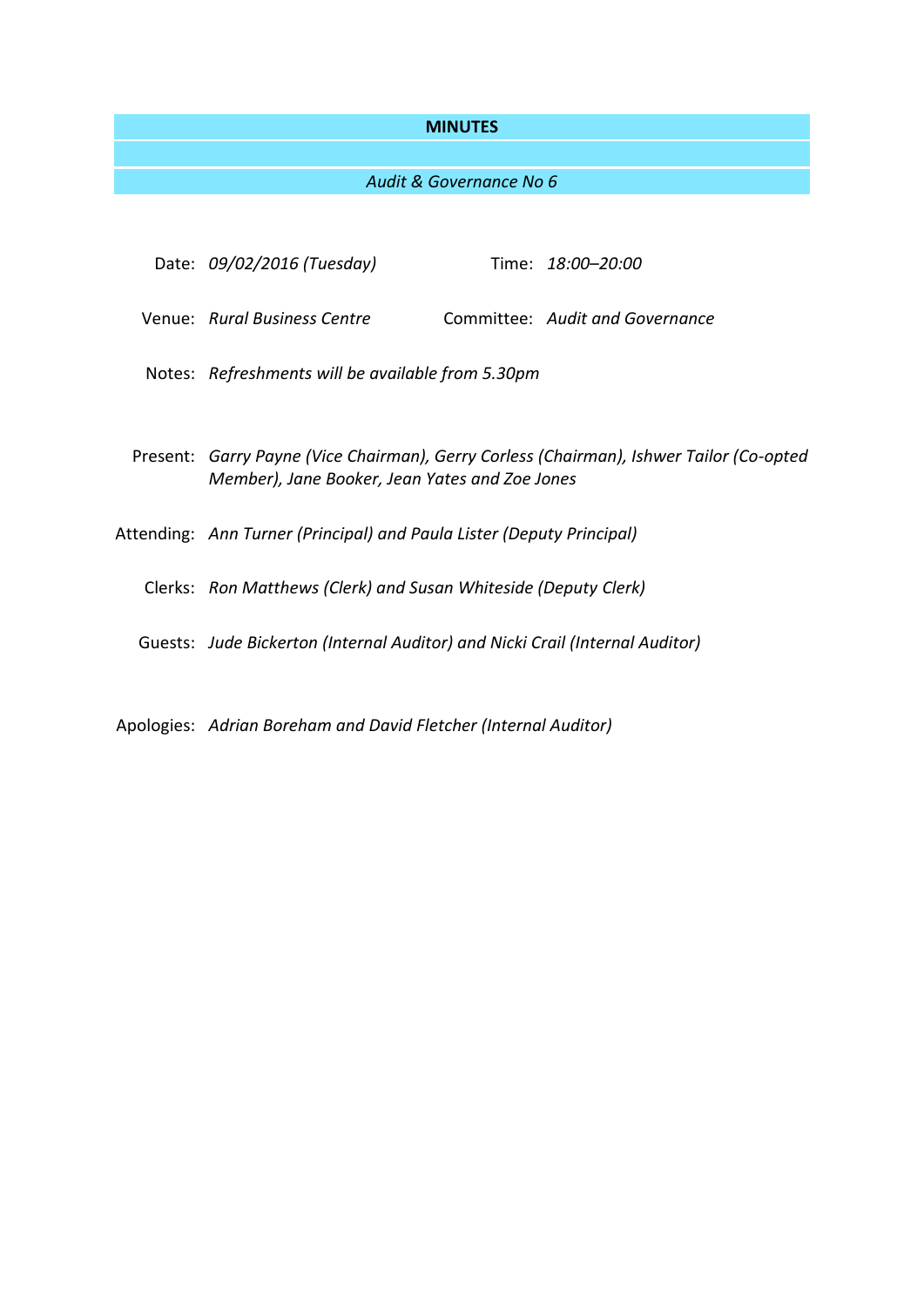# MINUTES

*Audit & Governance No 6*

| | | | |
|---|---|---|---|
| Date: | *09/02/2016 (Tuesday)* | Time: | *18:00–20:00* |
| Venue: | *Rural Business Centre* | Committee: | *Audit and Governance* |
| Notes: | *Refreshments will be available from 5.30pm* | | |

**Present:** *Garry Payne (Vice Chairman), Gerry Corless (Chairman), Ishwer Tailor (Co-opted Member), Jane Booker, Jean Yates and Zoe Jones*

**Attending:** *Ann Turner (Principal) and Paula Lister (Deputy Principal)*

**Clerks:** *Ron Matthews (Clerk) and Susan Whiteside (Deputy Clerk)*

**Guests:** *Jude Bickerton (Internal Auditor) and Nicki Crail (Internal Auditor)*

**Apologies:** *Adrian Boreham and David Fletcher (Internal Auditor)*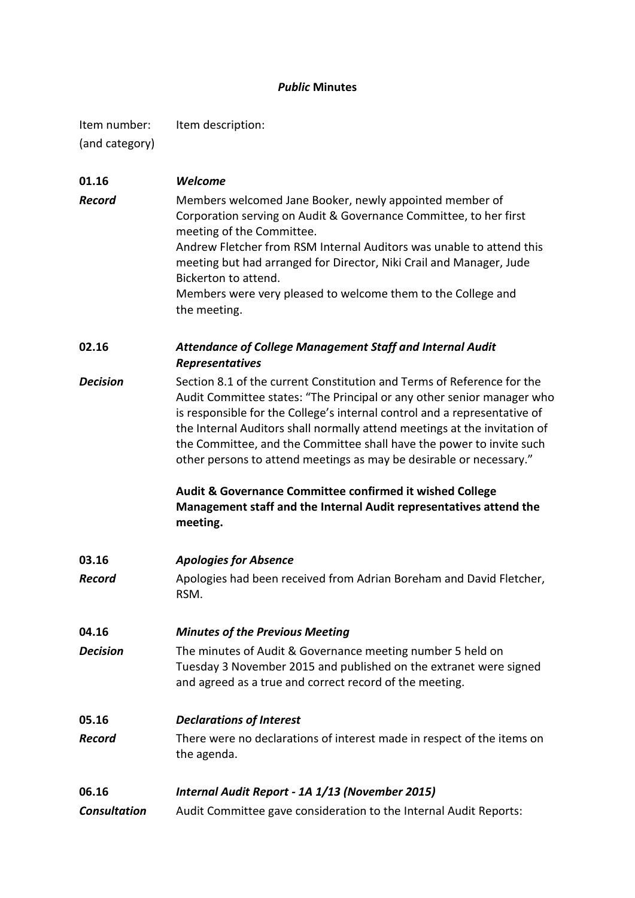***Public* Minutes**

| Item number: (and category) | Item description: |
|---|---|
| **01.16** | ***Welcome*** |
| ***Record*** | Members welcomed Jane Booker, newly appointed member of Corporation serving on Audit & Governance Committee, to her first meeting of the Committee. Andrew Fletcher from RSM Internal Auditors was unable to attend this meeting but had arranged for Director, Niki Crail and Manager, Jude Bickerton to attend. Members were very pleased to welcome them to the College and the meeting. |
| **02.16** | ***Attendance of College Management Staff and Internal Audit Representatives*** |
| ***Decision*** | Section 8.1 of the current Constitution and Terms of Reference for the Audit Committee states: "The Principal or any other senior manager who is responsible for the College's internal control and a representative of the Internal Auditors shall normally attend meetings at the invitation of the Committee, and the Committee shall have the power to invite such other persons to attend meetings as may be desirable or necessary." **Audit & Governance Committee confirmed it wished College Management staff and the Internal Audit representatives attend the meeting.** |
| **03.16** | ***Apologies for Absence*** |
| ***Record*** | Apologies had been received from Adrian Boreham and David Fletcher, RSM. |
| **04.16** | ***Minutes of the Previous Meeting*** |
| ***Decision*** | The minutes of Audit & Governance meeting number 5 held on Tuesday 3 November 2015 and published on the extranet were signed and agreed as a true and correct record of the meeting. |
| **05.16** | ***Declarations of Interest*** |
| ***Record*** | There were no declarations of interest made in respect of the items on the agenda. |
| **06.16** | ***Internal Audit Report - 1A 1/13 (November 2015)*** |
| ***Consultation*** | Audit Committee gave consideration to the Internal Audit Reports: |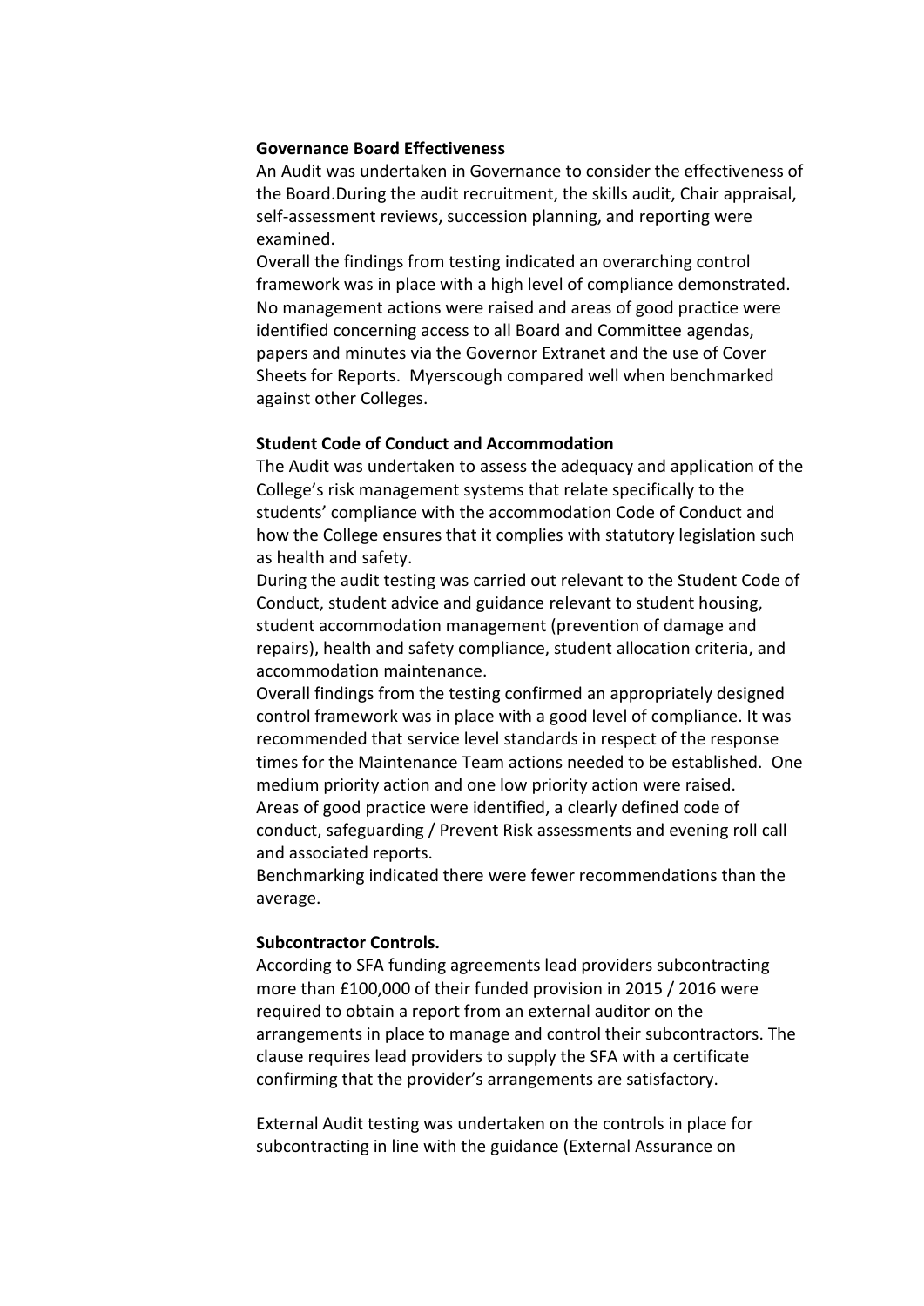**Governance Board Effectiveness**

An Audit was undertaken in Governance to consider the effectiveness of the Board.During the audit recruitment, the skills audit, Chair appraisal, self-assessment reviews, succession planning, and reporting were examined.

Overall the findings from testing indicated an overarching control framework was in place with a high level of compliance demonstrated. No management actions were raised and areas of good practice were identified concerning access to all Board and Committee agendas, papers and minutes via the Governor Extranet and the use of Cover Sheets for Reports. Myerscough compared well when benchmarked against other Colleges.

**Student Code of Conduct and Accommodation**

The Audit was undertaken to assess the adequacy and application of the College's risk management systems that relate specifically to the students' compliance with the accommodation Code of Conduct and how the College ensures that it complies with statutory legislation such as health and safety.

During the audit testing was carried out relevant to the Student Code of Conduct, student advice and guidance relevant to student housing, student accommodation management (prevention of damage and repairs), health and safety compliance, student allocation criteria, and accommodation maintenance.

Overall findings from the testing confirmed an appropriately designed control framework was in place with a good level of compliance. It was recommended that service level standards in respect of the response times for the Maintenance Team actions needed to be established. One medium priority action and one low priority action were raised.

Areas of good practice were identified, a clearly defined code of conduct, safeguarding / Prevent Risk assessments and evening roll call and associated reports.

Benchmarking indicated there were fewer recommendations than the average.

**Subcontractor Controls.**

According to SFA funding agreements lead providers subcontracting more than £100,000 of their funded provision in 2015 / 2016 were required to obtain a report from an external auditor on the arrangements in place to manage and control their subcontractors. The clause requires lead providers to supply the SFA with a certificate confirming that the provider's arrangements are satisfactory.

External Audit testing was undertaken on the controls in place for subcontracting in line with the guidance (External Assurance on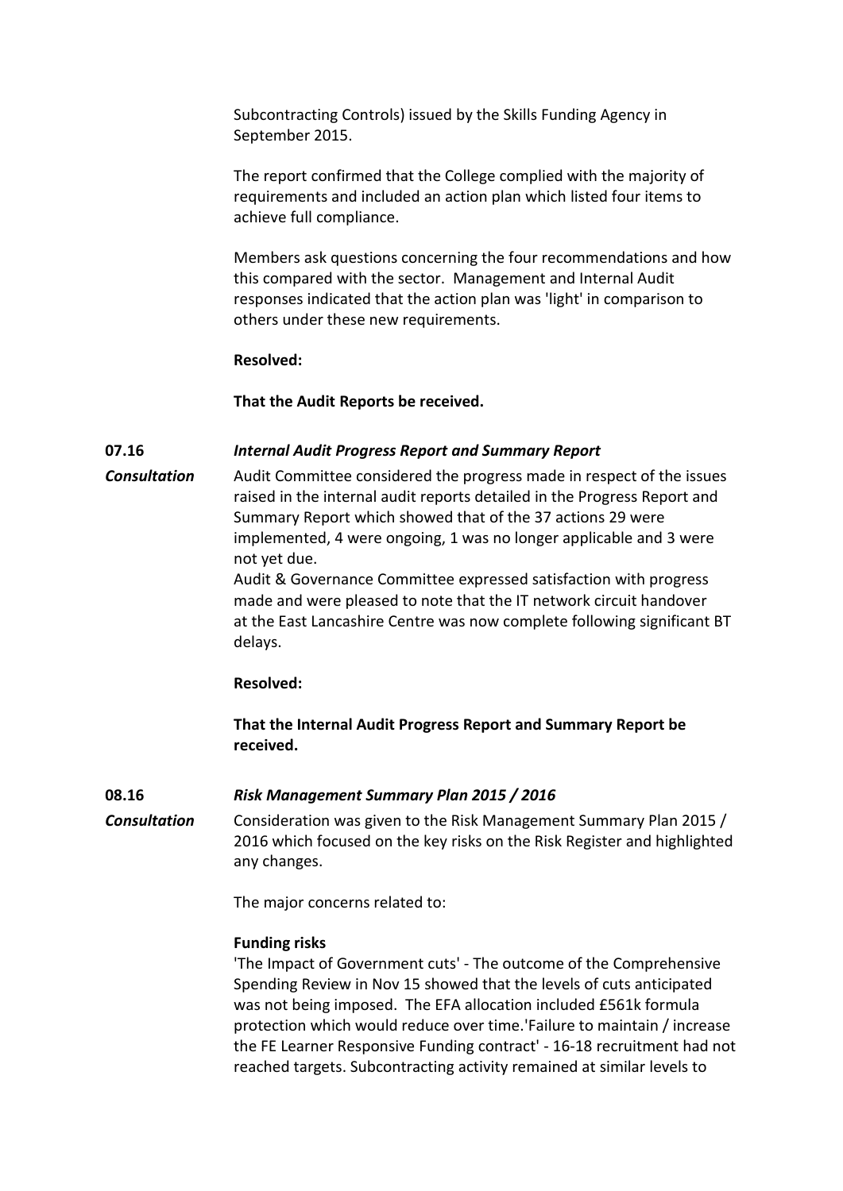Subcontracting Controls) issued by the Skills Funding Agency in September 2015.

The report confirmed that the College complied with the majority of requirements and included an action plan which listed four items to achieve full compliance.

Members ask questions concerning the four recommendations and how this compared with the sector. Management and Internal Audit responses indicated that the action plan was 'light' in comparison to others under these new requirements.

**Resolved:**

**That the Audit Reports be received.**

**07.16** ***Internal Audit Progress Report and Summary Report***

***Consultation***

Audit Committee considered the progress made in respect of the issues raised in the internal audit reports detailed in the Progress Report and Summary Report which showed that of the 37 actions 29 were implemented, 4 were ongoing, 1 was no longer applicable and 3 were not yet due.

Audit & Governance Committee expressed satisfaction with progress made and were pleased to note that the IT network circuit handover at the East Lancashire Centre was now complete following significant BT delays.

**Resolved:**

**That the Internal Audit Progress Report and Summary Report be received.**

**08.16** ***Risk Management Summary Plan 2015 / 2016***

***Consultation***

Consideration was given to the Risk Management Summary Plan 2015 / 2016 which focused on the key risks on the Risk Register and highlighted any changes.

The major concerns related to:

**Funding risks**

'The Impact of Government cuts' - The outcome of the Comprehensive Spending Review in Nov 15 showed that the levels of cuts anticipated was not being imposed. The EFA allocation included £561k formula protection which would reduce over time.'Failure to maintain / increase the FE Learner Responsive Funding contract' - 16-18 recruitment had not reached targets. Subcontracting activity remained at similar levels to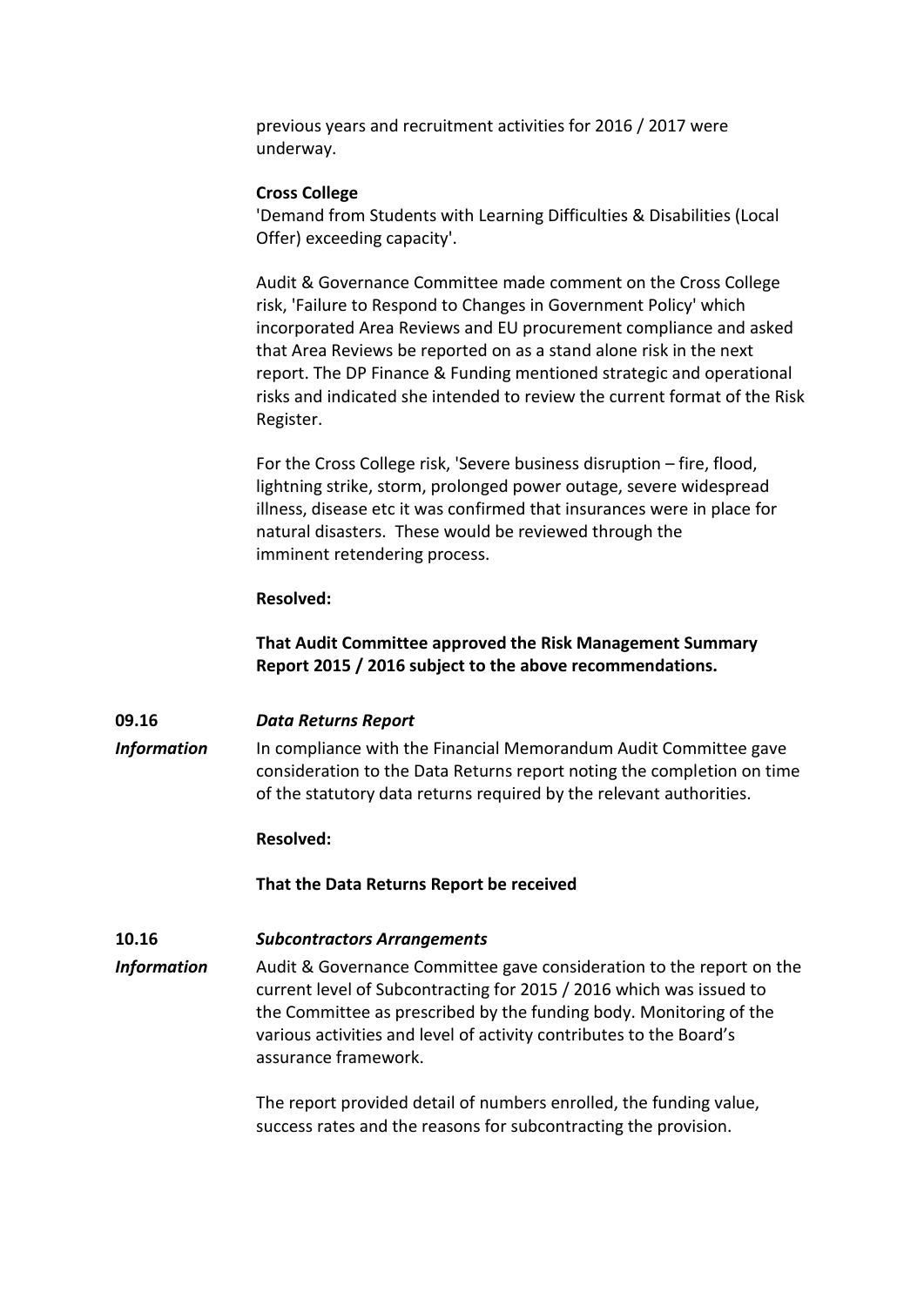previous years and recruitment activities for 2016 / 2017 were underway.

**Cross College**
'Demand from Students with Learning Difficulties & Disabilities (Local Offer) exceeding capacity'.

Audit & Governance Committee made comment on the Cross College risk, 'Failure to Respond to Changes in Government Policy' which incorporated Area Reviews and EU procurement compliance and asked that Area Reviews be reported on as a stand alone risk in the next report. The DP Finance & Funding mentioned strategic and operational risks and indicated she intended to review the current format of the Risk Register.

For the Cross College risk, 'Severe business disruption – fire, flood, lightning strike, storm, prolonged power outage, severe widespread illness, disease etc it was confirmed that insurances were in place for natural disasters. These would be reviewed through the imminent retendering process.

**Resolved:**

**That Audit Committee approved the Risk Management Summary Report 2015 / 2016 subject to the above recommendations.**

**09.16** ***Data Returns Report***

***Information*** In compliance with the Financial Memorandum Audit Committee gave consideration to the Data Returns report noting the completion on time of the statutory data returns required by the relevant authorities.

**Resolved:**

**That the Data Returns Report be received**

**10.16** ***Subcontractors Arrangements***

***Information*** Audit & Governance Committee gave consideration to the report on the current level of Subcontracting for 2015 / 2016 which was issued to the Committee as prescribed by the funding body. Monitoring of the various activities and level of activity contributes to the Board's assurance framework.

The report provided detail of numbers enrolled, the funding value, success rates and the reasons for subcontracting the provision.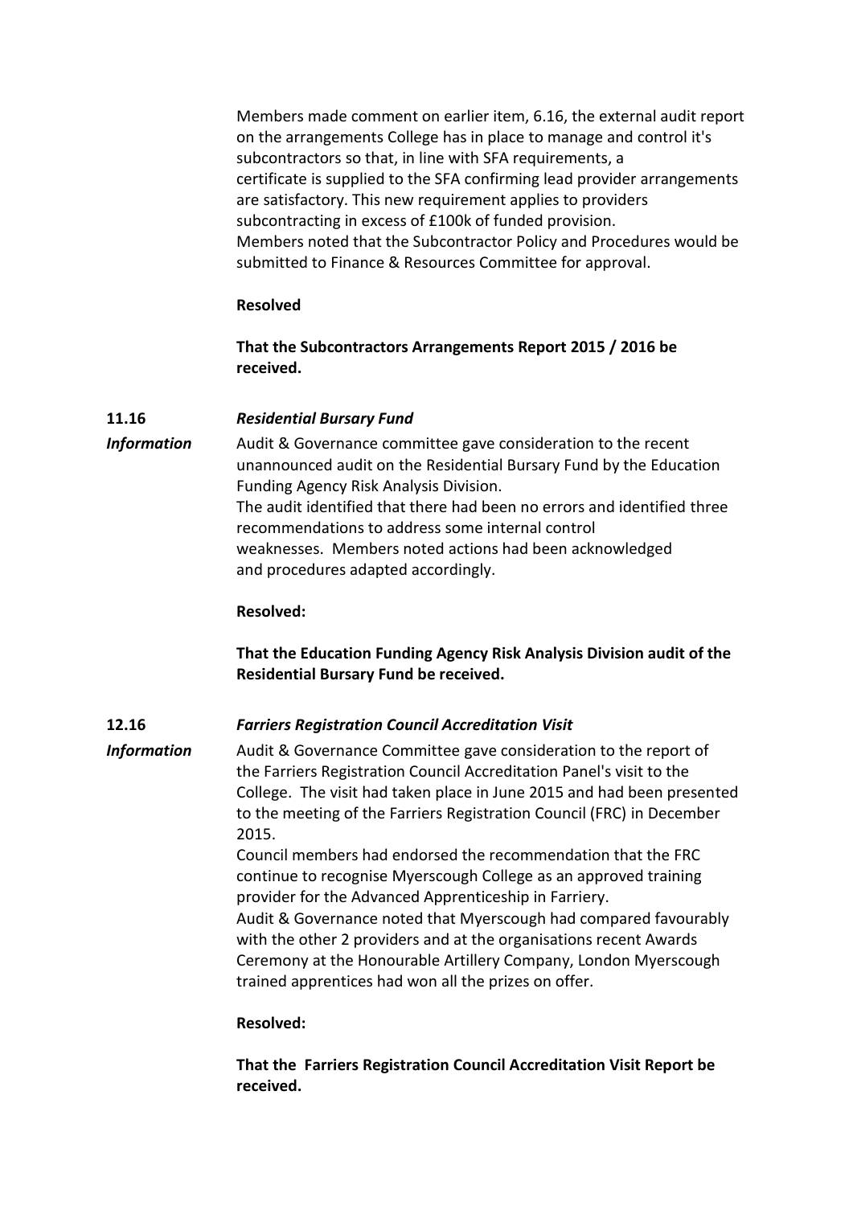Members made comment on earlier item, 6.16, the external audit report on the arrangements College has in place to manage and control it's subcontractors so that, in line with SFA requirements, a certificate is supplied to the SFA confirming lead provider arrangements are satisfactory. This new requirement applies to providers subcontracting in excess of £100k of funded provision.
Members noted that the Subcontractor Policy and Procedures would be submitted to Finance & Resources Committee for approval.

**Resolved**

**That the Subcontractors Arrangements Report 2015 / 2016 be received.**

**11.16** ***Residential Bursary Fund***

***Information*** Audit & Governance committee gave consideration to the recent unannounced audit on the Residential Bursary Fund by the Education Funding Agency Risk Analysis Division.
The audit identified that there had been no errors and identified three recommendations to address some internal control weaknesses. Members noted actions had been acknowledged and procedures adapted accordingly.

**Resolved:**

**That the Education Funding Agency Risk Analysis Division audit of the Residential Bursary Fund be received.**

**12.16** ***Farriers Registration Council Accreditation Visit***

***Information*** Audit & Governance Committee gave consideration to the report of the Farriers Registration Council Accreditation Panel's visit to the College. The visit had taken place in June 2015 and had been presented to the meeting of the Farriers Registration Council (FRC) in December 2015.
Council members had endorsed the recommendation that the FRC continue to recognise Myerscough College as an approved training provider for the Advanced Apprenticeship in Farriery.
Audit & Governance noted that Myerscough had compared favourably with the other 2 providers and at the organisations recent Awards Ceremony at the Honourable Artillery Company, London Myerscough trained apprentices had won all the prizes on offer.

**Resolved:**

**That the Farriers Registration Council Accreditation Visit Report be received.**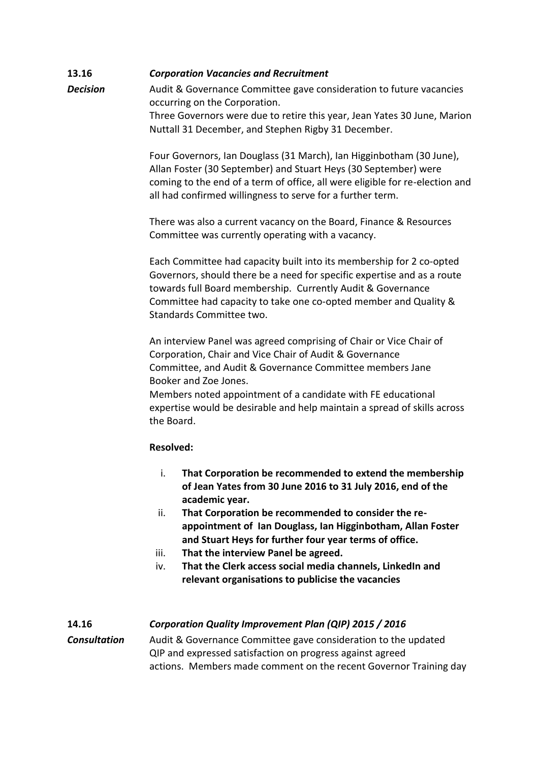**13.16** ***Corporation Vacancies and Recruitment***

***Decision***

Audit & Governance Committee gave consideration to future vacancies occurring on the Corporation.
Three Governors were due to retire this year, Jean Yates 30 June, Marion Nuttall 31 December, and Stephen Rigby 31 December.

Four Governors, Ian Douglass (31 March), Ian Higginbotham (30 June), Allan Foster (30 September) and Stuart Heys (30 September) were coming to the end of a term of office, all were eligible for re-election and all had confirmed willingness to serve for a further term.

There was also a current vacancy on the Board, Finance & Resources Committee was currently operating with a vacancy.

Each Committee had capacity built into its membership for 2 co-opted Governors, should there be a need for specific expertise and as a route towards full Board membership. Currently Audit & Governance Committee had capacity to take one co-opted member and Quality & Standards Committee two.

An interview Panel was agreed comprising of Chair or Vice Chair of Corporation, Chair and Vice Chair of Audit & Governance Committee, and Audit & Governance Committee members Jane Booker and Zoe Jones.
Members noted appointment of a candidate with FE educational expertise would be desirable and help maintain a spread of skills across the Board.

**Resolved:**

i. **That Corporation be recommended to extend the membership of Jean Yates from 30 June 2016 to 31 July 2016, end of the academic year.**
ii. **That Corporation be recommended to consider the re-appointment of Ian Douglass, Ian Higginbotham, Allan Foster and Stuart Heys for further four year terms of office.**
iii. **That the interview Panel be agreed.**
iv. **That the Clerk access social media channels, LinkedIn and relevant organisations to publicise the vacancies**

**14.16** ***Corporation Quality Improvement Plan (QIP) 2015 / 2016***

***Consultation***

Audit & Governance Committee gave consideration to the updated QIP and expressed satisfaction on progress against agreed actions. Members made comment on the recent Governor Training day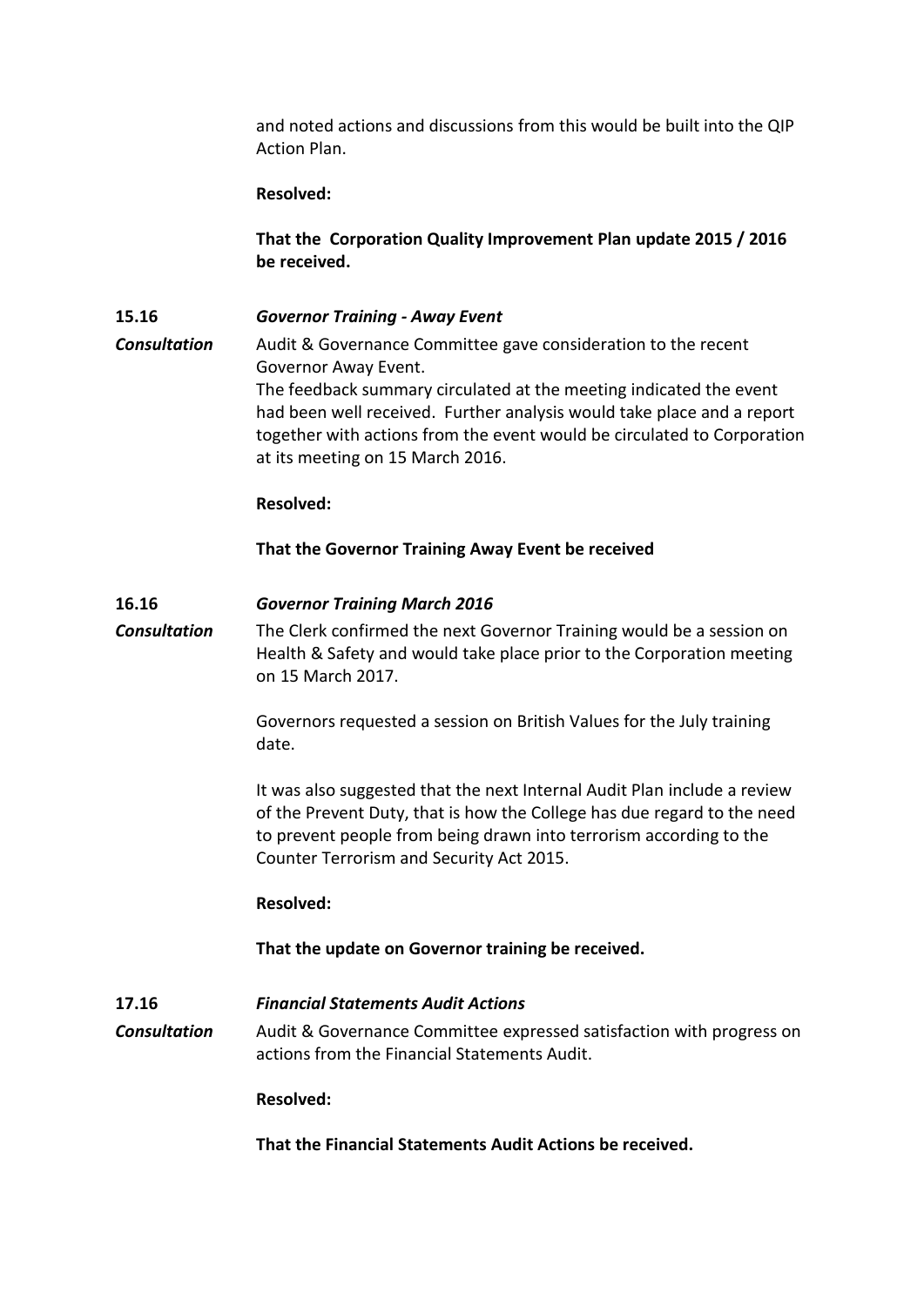and noted actions and discussions from this would be built into the QIP Action Plan.

**Resolved:**

**That the Corporation Quality Improvement Plan update 2015 / 2016 be received.**

**15.16** ***Governor Training - Away Event***

***Consultation*** Audit & Governance Committee gave consideration to the recent Governor Away Event.
The feedback summary circulated at the meeting indicated the event had been well received. Further analysis would take place and a report together with actions from the event would be circulated to Corporation at its meeting on 15 March 2016.

**Resolved:**

**That the Governor Training Away Event be received**

**16.16** ***Governor Training March 2016***

***Consultation*** The Clerk confirmed the next Governor Training would be a session on Health & Safety and would take place prior to the Corporation meeting on 15 March 2017.

Governors requested a session on British Values for the July training date.

It was also suggested that the next Internal Audit Plan include a review of the Prevent Duty, that is how the College has due regard to the need to prevent people from being drawn into terrorism according to the Counter Terrorism and Security Act 2015.

**Resolved:**

**That the update on Governor training be received.**

**17.16** ***Financial Statements Audit Actions***

***Consultation*** Audit & Governance Committee expressed satisfaction with progress on actions from the Financial Statements Audit.

**Resolved:**

**That the Financial Statements Audit Actions be received.**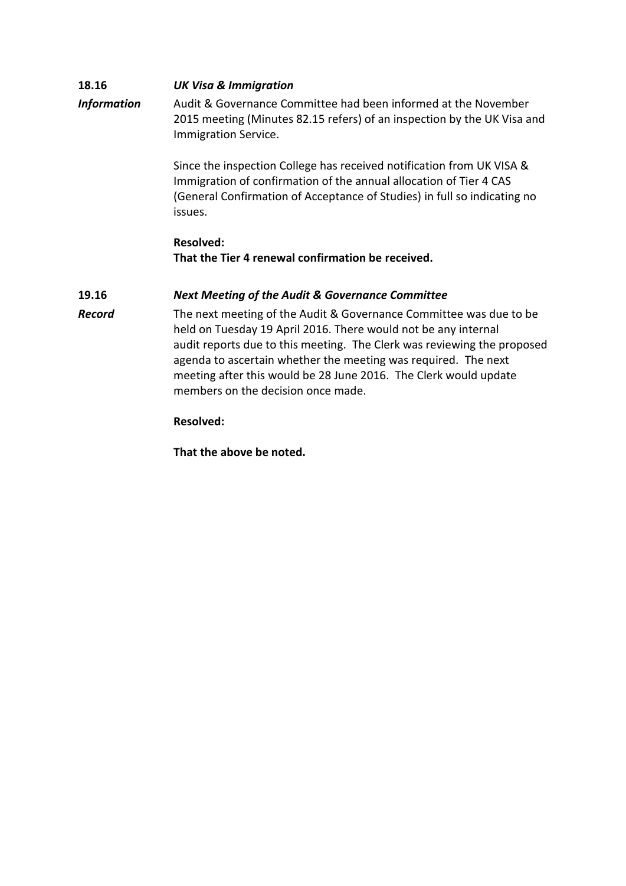**18.16** ***UK Visa & Immigration***

***Information***

Audit & Governance Committee had been informed at the November 2015 meeting (Minutes 82.15 refers) of an inspection by the UK Visa and Immigration Service.

Since the inspection College has received notification from UK VISA & Immigration of confirmation of the annual allocation of Tier 4 CAS (General Confirmation of Acceptance of Studies) in full so indicating no issues.

**Resolved:**
**That the Tier 4 renewal confirmation be received.**

**19.16** ***Next Meeting of the Audit & Governance Committee***

***Record***

The next meeting of the Audit & Governance Committee was due to be held on Tuesday 19 April 2016. There would not be any internal audit reports due to this meeting. The Clerk was reviewing the proposed agenda to ascertain whether the meeting was required. The next meeting after this would be 28 June 2016. The Clerk would update members on the decision once made.

**Resolved:**

**That the above be noted.**